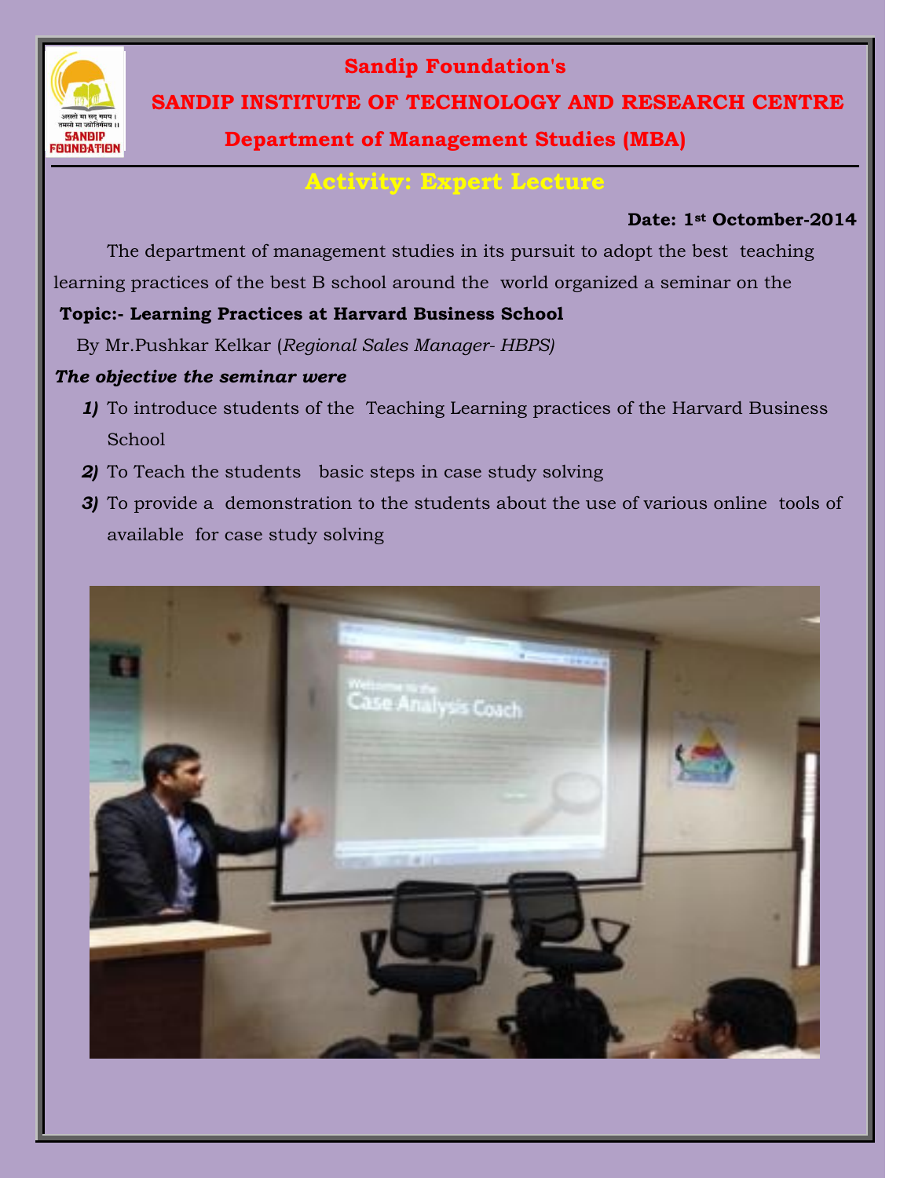Sandip Foundation's

# SANDIP INSTITUTE OF TECHNOLOGY AND RESEARCH CENTRE

## Department of Management Studies (MBA)

## Activity: Expert Lecture

**Date: 1st Octomber-2014**

The department of management studies in its pursuit to adopt the best teaching learning practices of the best B school around the world organized a seminar on the

**Topic:- Learning Practices at Harvard Business School**

By Mr.Pushkar Kelkar (*Regional Sales Manager- HBPS)*

***The objective the seminar were***

1) To introduce students of the Teaching Learning practices of the Harvard Business School
2) To Teach the students basic steps in case study solving
3) To provide a demonstration to the students about the use of various online tools of available for case study solving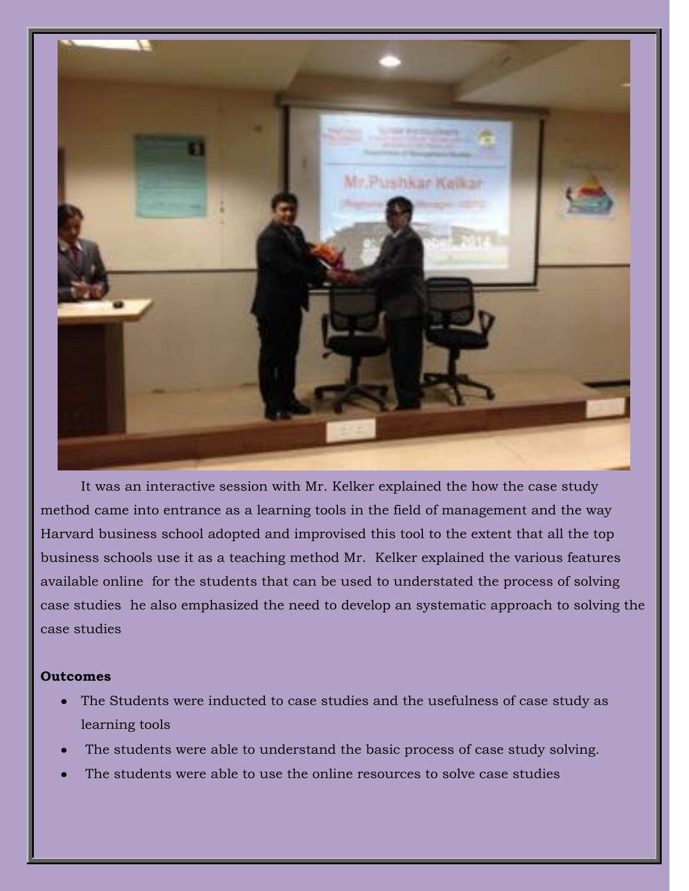It was an interactive session with Mr. Kelker explained the how the case study method came into entrance as a learning tools in the field of management and the way Harvard business school adopted and improvised this tool to the extent that all the top business schools use it as a teaching method Mr. Kelker explained the various features available online for the students that can be used to understated the process of solving case studies he also emphasized the need to develop an systematic approach to solving the case studies

**Outcomes**

- The Students were inducted to case studies and the usefulness of case study as learning tools
- The students were able to understand the basic process of case study solving.
- The students were able to use the online resources to solve case studies